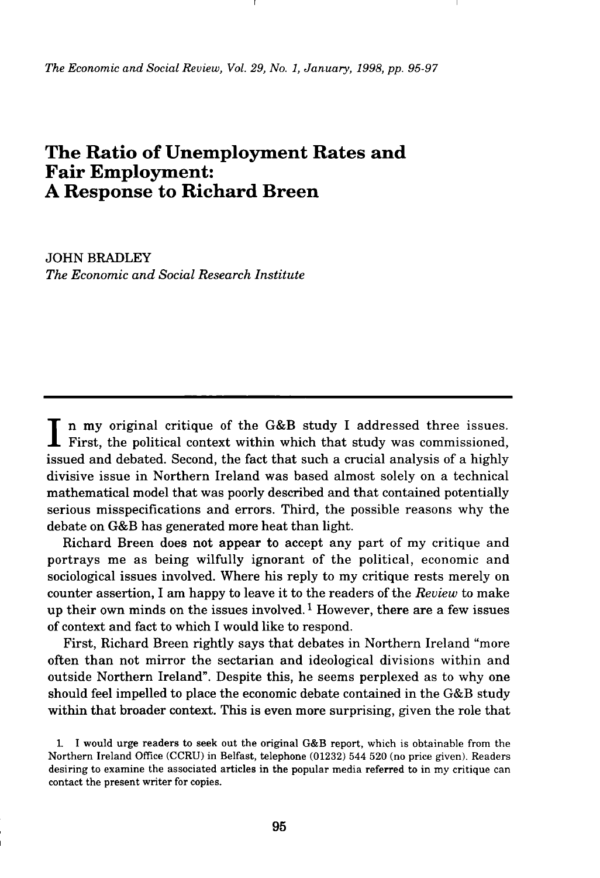# The Ratio of Unemployment Rates and Fair Employment: A Response to Richard Breen

JOHN BRADLEY
*The Economic and Social Research Institute*

In my original critique of the G&B study I addressed three issues. First, the political context within which that study was commissioned, issued and debated. Second, the fact that such a crucial analysis of a highly divisive issue in Northern Ireland was based almost solely on a technical mathematical model that was poorly described and that contained potentially serious misspecifications and errors. Third, the possible reasons why the debate on G&B has generated more heat than light.

Richard Breen does not appear to accept any part of my critique and portrays me as being wilfully ignorant of the political, economic and sociological issues involved. Where his reply to my critique rests merely on counter assertion, I am happy to leave it to the readers of the *Review* to make up their own minds on the issues involved.[1] However, there are a few issues of context and fact to which I would like to respond.

First, Richard Breen rightly says that debates in Northern Ireland "more often than not mirror the sectarian and ideological divisions within and outside Northern Ireland". Despite this, he seems perplexed as to why one should feel impelled to place the economic debate contained in the G&B study within that broader context. This is even more surprising, given the role that

1. I would urge readers to seek out the original G&B report, which is obtainable from the Northern Ireland Office (CCRU) in Belfast, telephone (01232) 544 520 (no price given). Readers desiring to examine the associated articles in the popular media referred to in my critique can contact the present writer for copies.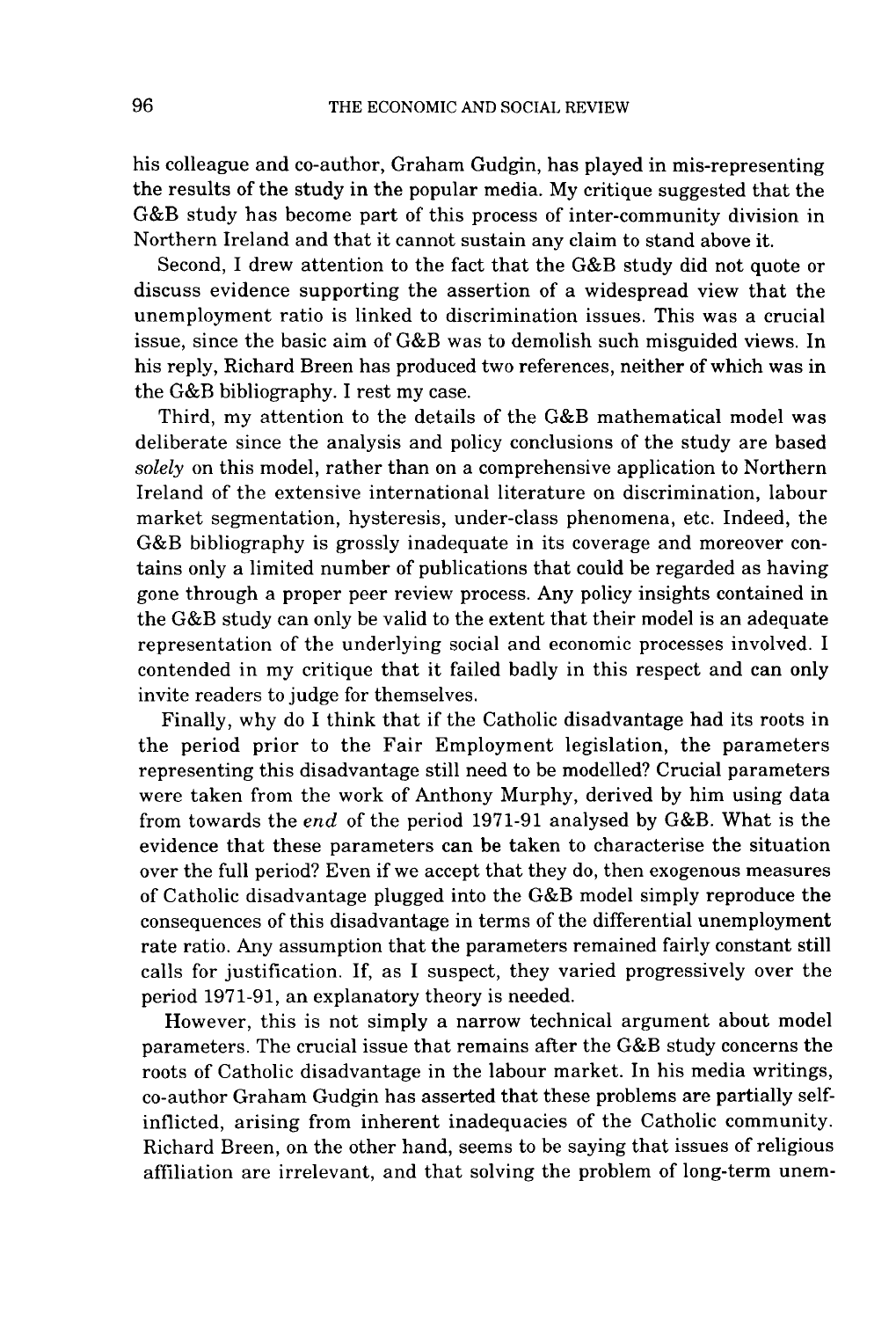his colleague and co-author, Graham Gudgin, has played in mis-representing the results of the study in the popular media. My critique suggested that the G&B study has become part of this process of inter-community division in Northern Ireland and that it cannot sustain any claim to stand above it.

Second, I drew attention to the fact that the G&B study did not quote or discuss evidence supporting the assertion of a widespread view that the unemployment ratio is linked to discrimination issues. This was a crucial issue, since the basic aim of G&B was to demolish such misguided views. In his reply, Richard Breen has produced two references, neither of which was in the G&B bibliography. I rest my case.

Third, my attention to the details of the G&B mathematical model was deliberate since the analysis and policy conclusions of the study are based *solely* on this model, rather than on a comprehensive application to Northern Ireland of the extensive international literature on discrimination, labour market segmentation, hysteresis, under-class phenomena, etc. Indeed, the G&B bibliography is grossly inadequate in its coverage and moreover contains only a limited number of publications that could be regarded as having gone through a proper peer review process. Any policy insights contained in the G&B study can only be valid to the extent that their model is an adequate representation of the underlying social and economic processes involved. I contended in my critique that it failed badly in this respect and can only invite readers to judge for themselves.

Finally, why do I think that if the Catholic disadvantage had its roots in the period prior to the Fair Employment legislation, the parameters representing this disadvantage still need to be modelled? Crucial parameters were taken from the work of Anthony Murphy, derived by him using data from towards the *end* of the period 1971-91 analysed by G&B. What is the evidence that these parameters can be taken to characterise the situation over the full period? Even if we accept that they do, then exogenous measures of Catholic disadvantage plugged into the G&B model simply reproduce the consequences of this disadvantage in terms of the differential unemployment rate ratio. Any assumption that the parameters remained fairly constant still calls for justification. If, as I suspect, they varied progressively over the period 1971-91, an explanatory theory is needed.

However, this is not simply a narrow technical argument about model parameters. The crucial issue that remains after the G&B study concerns the roots of Catholic disadvantage in the labour market. In his media writings, co-author Graham Gudgin has asserted that these problems are partially self-inflicted, arising from inherent inadequacies of the Catholic community. Richard Breen, on the other hand, seems to be saying that issues of religious affiliation are irrelevant, and that solving the problem of long-term unem-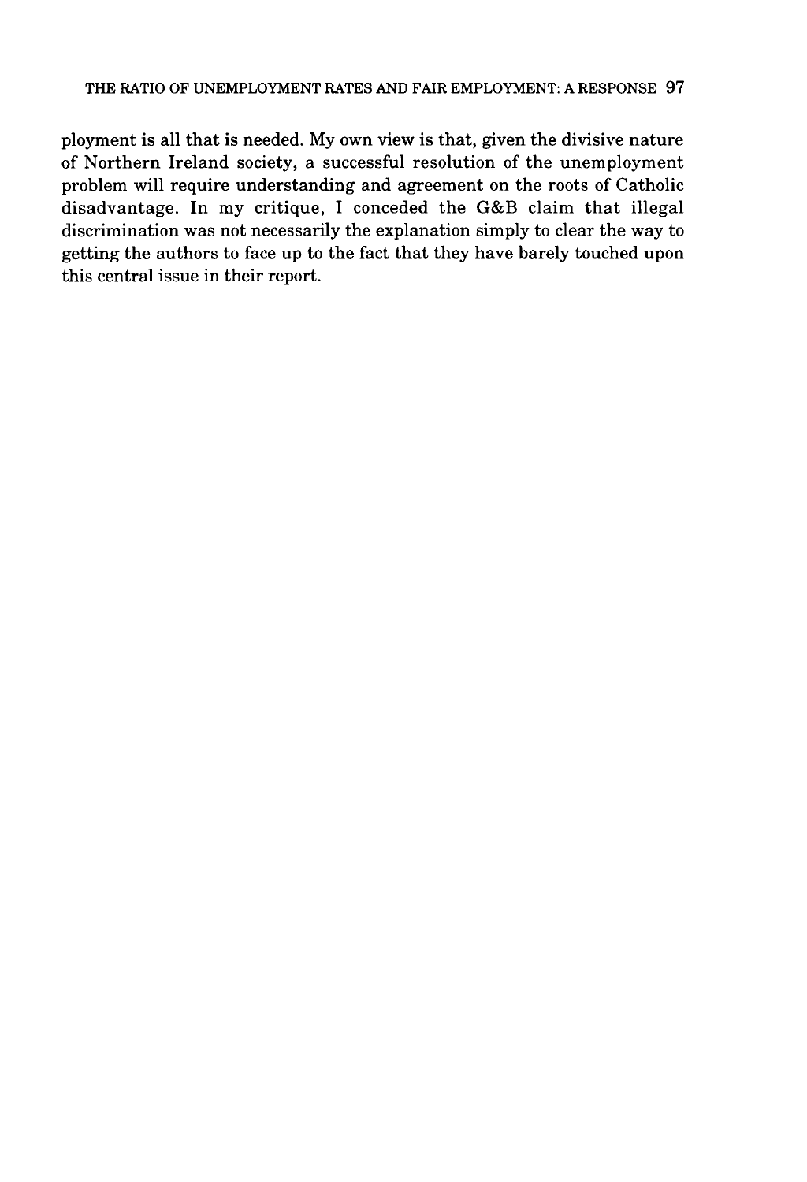ployment is all that is needed. My own view is that, given the divisive nature of Northern Ireland society, a successful resolution of the unemployment problem will require understanding and agreement on the roots of Catholic disadvantage. In my critique, I conceded the G&B claim that illegal discrimination was not necessarily the explanation simply to clear the way to getting the authors to face up to the fact that they have barely touched upon this central issue in their report.